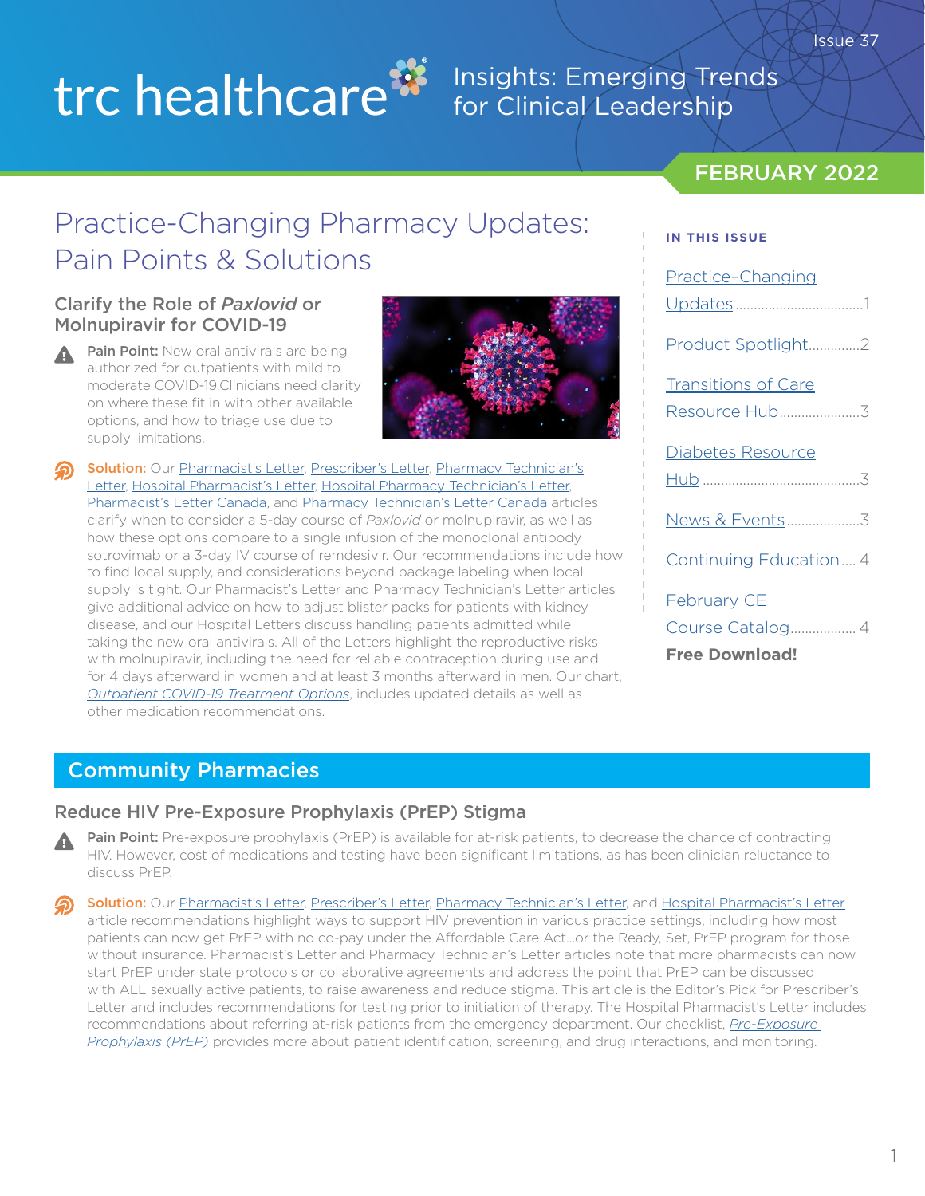# trc healthcare

Insights: Emerging Trends for Clinical Leadership

Issue 37

FEBRUARY 2022

## Practice-Changing Pharmacy Updates: Pain Points & Solutions

### Clarify the Role of *Paxlovid* or Molnupiravir for COVID-19

**Pain Point:** New oral antivirals are being authorized for outpatients with mild to moderate COVID-19.Clinicians need clarity on where these fit in with other available options, and how to triage use due to supply limitations.

**Solution:** Our Pharmacist's Letter, Prescriber's Letter, Pharmacy Technician's Letter, Hospital Pharmacist's Letter, Hospital Pharmacy Technician's Letter, Pharmacist's Letter Canada, and Pharmacy Technician's Letter Canada articles clarify when to consider a 5-day course of *Paxlovid* or molnupiravir, as well as how these options compare to a single infusion of the monoclonal antibody sotrovimab or a 3-day IV course of remdesivir. Our recommendations include how to find local supply, and considerations beyond package labeling when local supply is tight. Our Pharmacist's Letter and Pharmacy Technician's Letter articles give additional advice on how to adjust blister packs for patients with kidney disease, and our Hospital Letters discuss handling patients admitted while taking the new oral antivirals. All of the Letters highlight the reproductive risks with molnupiravir, including the need for reliable contraception during use and for 4 days afterward in women and at least 3 months afterward in men. Our chart, *Outpatient COVID-19 Treatment Options*, includes updated details as well as other medication recommendations.

**IN THIS ISSUE**

- Practice-Changing Updates ....1
- Product Spotlight ....2
- Transitions of Care Resource Hub ....3
- Diabetes Resource Hub ....3
- News & Events ....3
- Continuing Education .... 4
- February CE Course Catalog .... 4

**Free Download!**

## Community Pharmacies

### Reduce HIV Pre-Exposure Prophylaxis (PrEP) Stigma

**Pain Point:** Pre-exposure prophylaxis (PrEP) is available for at-risk patients, to decrease the chance of contracting HIV. However, cost of medications and testing have been significant limitations, as has been clinician reluctance to discuss PrEP.

**Solution:** Our Pharmacist's Letter, Prescriber's Letter, Pharmacy Technician's Letter, and Hospital Pharmacist's Letter article recommendations highlight ways to support HIV prevention in various practice settings, including how most patients can now get PrEP with no co-pay under the Affordable Care Act...or the Ready, Set, PrEP program for those without insurance. Pharmacist's Letter and Pharmacy Technician's Letter articles note that more pharmacists can now start PrEP under state protocols or collaborative agreements and address the point that PrEP can be discussed with ALL sexually active patients, to raise awareness and reduce stigma. This article is the Editor's Pick for Prescriber's Letter and includes recommendations for testing prior to initiation of therapy. The Hospital Pharmacist's Letter includes recommendations about referring at-risk patients from the emergency department. Our checklist, *Pre-Exposure Prophylaxis (PrEP)* provides more about patient identification, screening, and drug interactions, and monitoring.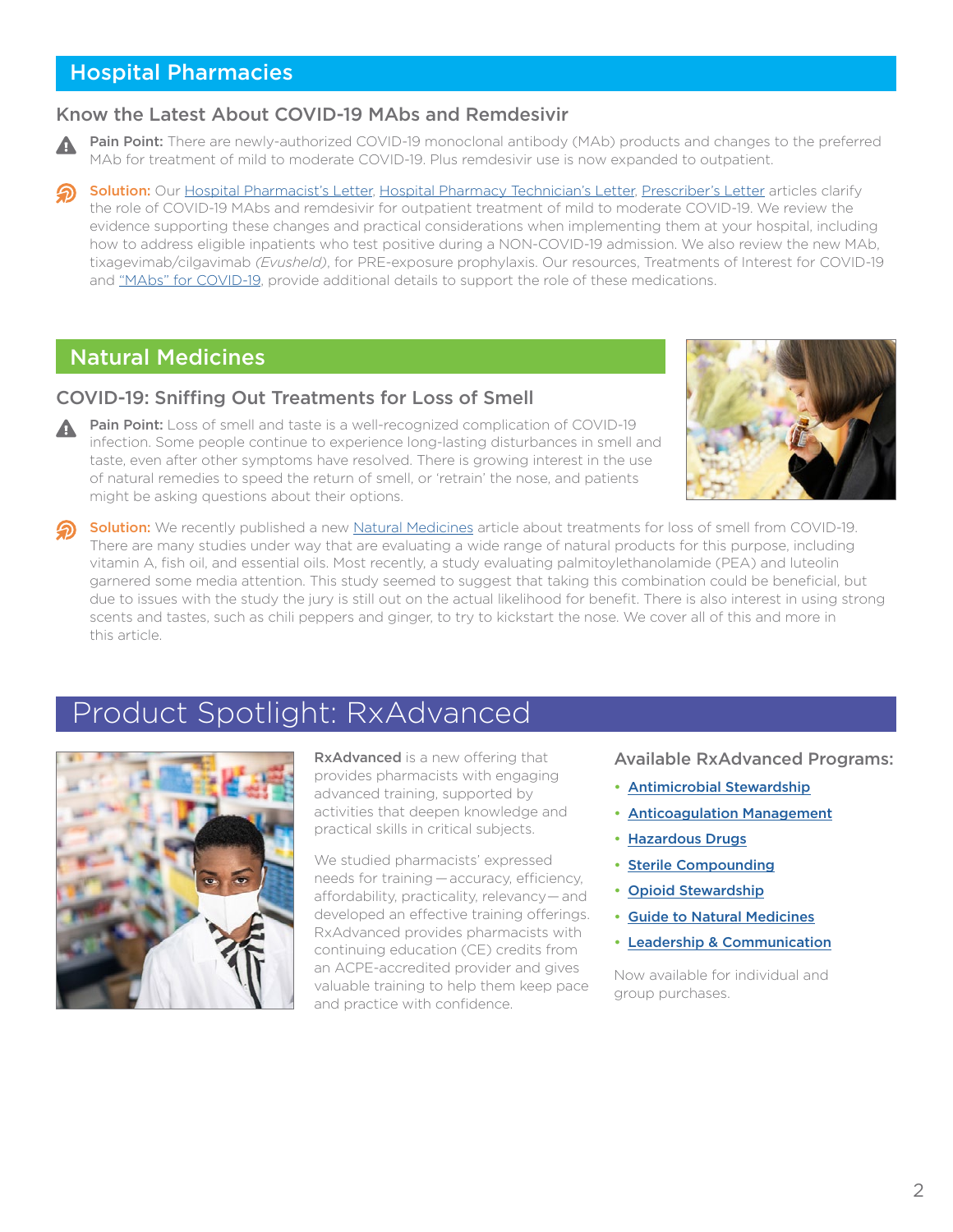## Hospital Pharmacies

### Know the Latest About COVID-19 MAbs and Remdesivir

**Pain Point:** There are newly-authorized COVID-19 monoclonal antibody (MAb) products and changes to the preferred MAb for treatment of mild to moderate COVID-19. Plus remdesivir use is now expanded to outpatient.

**Solution:** Our Hospital Pharmacist's Letter, Hospital Pharmacy Technician's Letter, Prescriber's Letter articles clarify the role of COVID-19 MAbs and remdesivir for outpatient treatment of mild to moderate COVID-19. We review the evidence supporting these changes and practical considerations when implementing them at your hospital, including how to address eligible inpatients who test positive during a NON-COVID-19 admission. We also review the new MAb, tixagevimab/cilgavimab *(Evusheld)*, for PRE-exposure prophylaxis. Our resources, Treatments of Interest for COVID-19 and "MAbs" for COVID-19, provide additional details to support the role of these medications.

## Natural Medicines

### COVID-19: Sniffing Out Treatments for Loss of Smell

**Pain Point:** Loss of smell and taste is a well-recognized complication of COVID-19 infection. Some people continue to experience long-lasting disturbances in smell and taste, even after other symptoms have resolved. There is growing interest in the use of natural remedies to speed the return of smell, or 'retrain' the nose, and patients might be asking questions about their options.

**Solution:** We recently published a new Natural Medicines article about treatments for loss of smell from COVID-19. There are many studies under way that are evaluating a wide range of natural products for this purpose, including vitamin A, fish oil, and essential oils. Most recently, a study evaluating palmitoylethanolamide (PEA) and luteolin garnered some media attention. This study seemed to suggest that taking this combination could be beneficial, but due to issues with the study the jury is still out on the actual likelihood for benefit. There is also interest in using strong scents and tastes, such as chili peppers and ginger, to try to kickstart the nose. We cover all of this and more in this article.

## Product Spotlight: RxAdvanced

**RxAdvanced** is a new offering that provides pharmacists with engaging advanced training, supported by activities that deepen knowledge and practical skills in critical subjects.

We studied pharmacists' expressed needs for training — accuracy, efficiency, affordability, practicality, relevancy — and developed an effective training offerings. RxAdvanced provides pharmacists with continuing education (CE) credits from an ACPE-accredited provider and gives valuable training to help them keep pace and practice with confidence.

### Available RxAdvanced Programs:

- **Antimicrobial Stewardship**
- **Anticoagulation Management**
- **Hazardous Drugs**
- **Sterile Compounding**
- **Opioid Stewardship**
- **Guide to Natural Medicines**
- **Leadership & Communication**

Now available for individual and group purchases.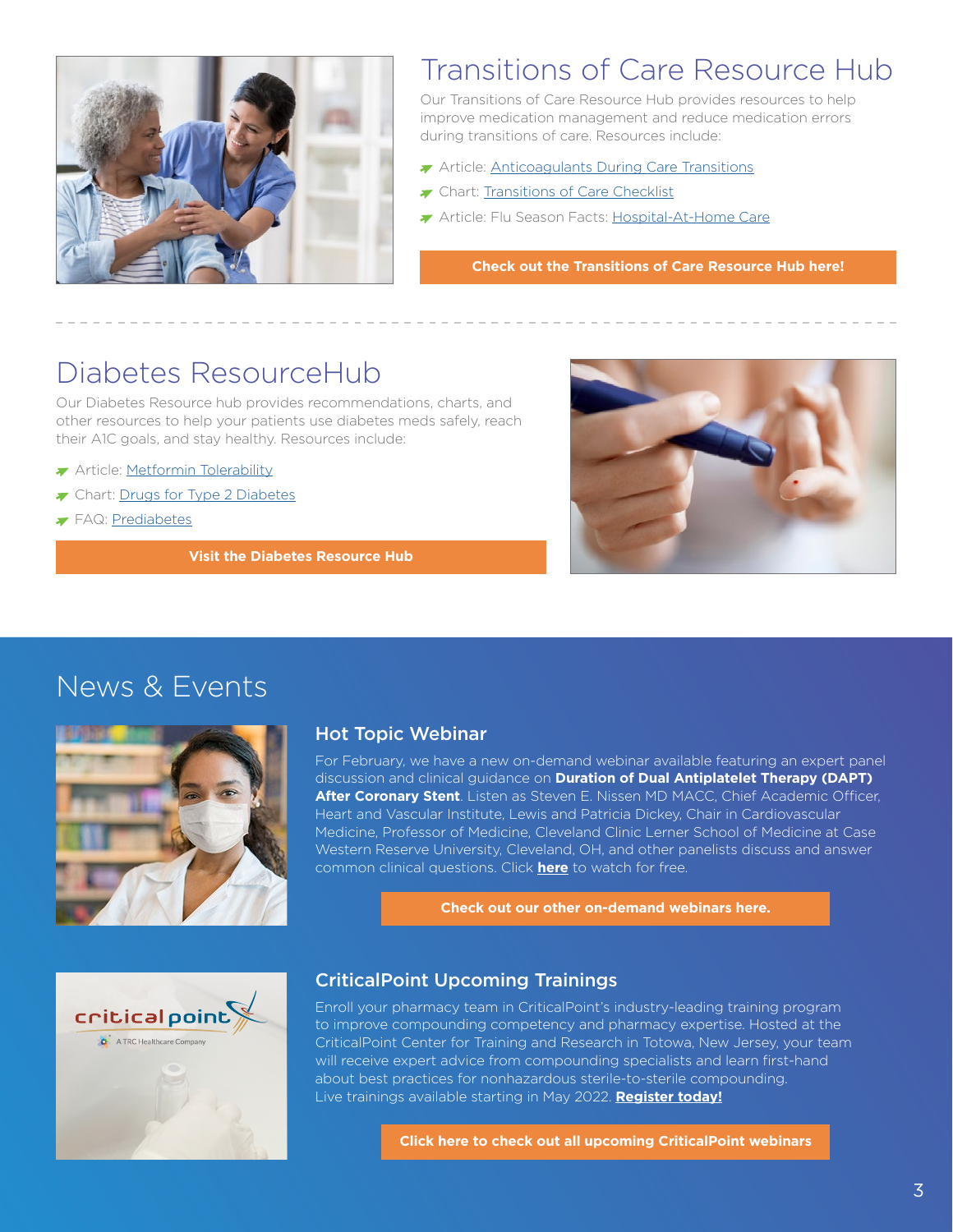## Transitions of Care Resource Hub

Our Transitions of Care Resource Hub provides resources to help improve medication management and reduce medication errors during transitions of care. Resources include:

- Article: Anticoagulants During Care Transitions
- Chart: Transitions of Care Checklist
- Article: Flu Season Facts: Hospital-At-Home Care

**Check out the Transitions of Care Resource Hub here!**

## Diabetes ResourceHub

Our Diabetes Resource hub provides recommendations, charts, and other resources to help your patients use diabetes meds safely, reach their A1C goals, and stay healthy. Resources include:

- Article: Metformin Tolerability
- Chart: Drugs for Type 2 Diabetes
- FAQ: Prediabetes

**Visit the Diabetes Resource Hub**

# News & Events

### Hot Topic Webinar

For February, we have a new on-demand webinar available featuring an expert panel discussion and clinical guidance on **Duration of Dual Antiplatelet Therapy (DAPT) After Coronary Stent**. Listen as Steven E. Nissen MD MACC, Chief Academic Officer, Heart and Vascular Institute, Lewis and Patricia Dickey, Chair in Cardiovascular Medicine, Professor of Medicine, Cleveland Clinic Lerner School of Medicine at Case Western Reserve University, Cleveland, OH, and other panelists discuss and answer common clinical questions. Click **here** to watch for free.

**Check out our other on-demand webinars here.**

### CriticalPoint Upcoming Trainings

Enroll your pharmacy team in CriticalPoint's industry-leading training program to improve compounding competency and pharmacy expertise. Hosted at the CriticalPoint Center for Training and Research in Totowa, New Jersey, your team will receive expert advice from compounding specialists and learn first-hand about best practices for nonhazardous sterile-to-sterile compounding. Live trainings available starting in May 2022. **Register today!**

**Click here to check out all upcoming CriticalPoint webinars**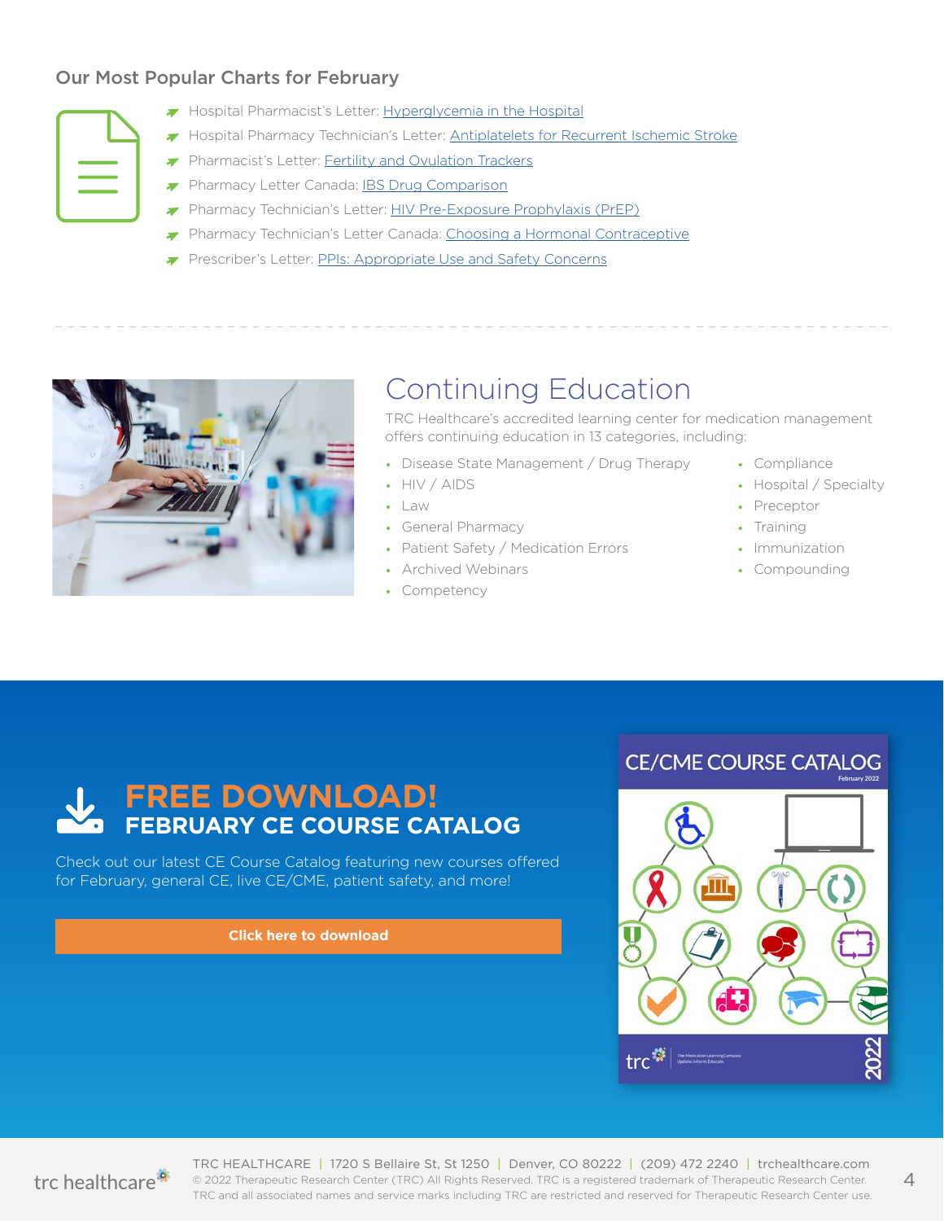### Our Most Popular Charts for February

- Hospital Pharmacist's Letter: Hyperglycemia in the Hospital
- Hospital Pharmacy Technician's Letter: Antiplatelets for Recurrent Ischemic Stroke
- Pharmacist's Letter: Fertility and Ovulation Trackers
- Pharmacy Letter Canada: IBS Drug Comparison
- Pharmacy Technician's Letter: HIV Pre-Exposure Prophylaxis (PrEP)
- Pharmacy Technician's Letter Canada: Choosing a Hormonal Contraceptive
- Prescriber's Letter: PPIs: Appropriate Use and Safety Concerns

## Continuing Education

TRC Healthcare's accredited learning center for medication management offers continuing education in 13 categories, including:

- Disease State Management / Drug Therapy
- HIV / AIDS
- Law
- General Pharmacy
- Patient Safety / Medication Errors
- Archived Webinars
- Competency
- Compliance
- Hospital / Specialty
- Preceptor
- Training
- Immunization
- Compounding

## FREE DOWNLOAD!

### FEBRUARY CE COURSE CATALOG

Check out our latest CE Course Catalog featuring new courses offered for February, general CE, live CE/CME, patient safety, and more!

**Click here to download**

CE/CME COURSE CATALOG

February 2022

trc

2022

trc healthcare

TRC HEALTHCARE | 1720 S Bellaire St, St 1250 | Denver, CO 80222 | (209) 472 2240 | trchealthcare.com

© 2022 Therapeutic Research Center (TRC) All Rights Reserved. TRC is a registered trademark of Therapeutic Research Center. TRC and all associated names and service marks including TRC are restricted and reserved for Therapeutic Research Center use.